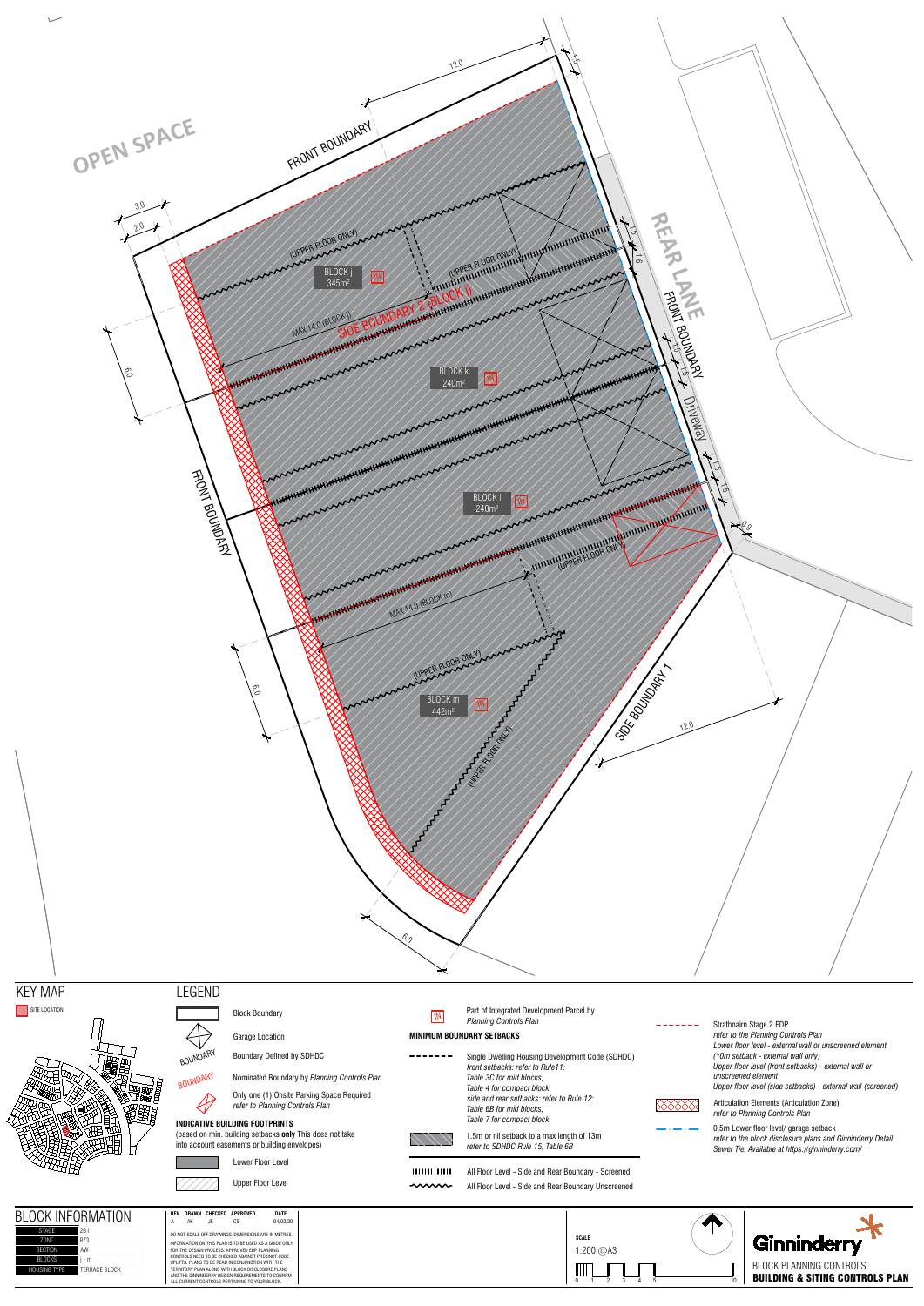OPEN SPACE

FRONT BOUNDARY

REAR LANE

FRONT BOUNDARY

Driveway

FRONT BOUNDARY

SIDE BOUNDARY 1

SIDE BOUNDARY 2 (BLOCK l)

BLOCK j
345m²

BLOCK k
240m²

BLOCK l
240m²

BLOCK m
442m²

(UPPER FLOOR ONLY)

MAX 14.0 (BLOCK j)

MAX 14.0 (BLOCK m)

12.0 | 3.0 | 2.0 | 6.0 | 1.5 | 1.6 | 0.9 | 6.0 | 12.0 | 6.0

## KEY MAP

SITE LOCATION

## LEGEND

- Block Boundary
- Garage Location
- BOUNDARY — Boundary Defined by SDHDC
- BOUNDARY — Nominated Boundary by *Planning Controls Plan*
- Only one (1) Onsite Parking Space Required *refer to Planning Controls Plan*

**INDICATIVE BUILDING FOOTPRINTS**
(based on min. building setbacks **only** This does not take into account easements or building envelopes)

- Lower Floor Level
- Upper Floor Level
- IN — Part of Integrated Development Parcel by *Planning Controls Plan*

**MINIMUM BOUNDARY SETBACKS**

- Single Dwelling Housing Development Code (SDHDC)
  *front setbacks: refer to Rule11:*
  *Table 3C for mid blocks,*
  *Table 4 for compact block*
  *side and rear setbacks: refer to Rule 12:*
  *Table 6B for mid blocks,*
  *Table 7 for compact block*
- 1.5m or nil setback to a max length of 13m
  *refer to SDHDC Rule 15, Table 6B*
- All Floor Level - Side and Rear Boundary - Screened
- All Floor Level - Side and Rear Boundary Unscreened
- Strathnairn Stage 2 EDP
  *refer to the Planning Controls Plan*
  *Lower floor level - external wall or unscreened element*
  *(\*0m setback - external wall only)*
  *Upper floor level (front setbacks) - external wall or unscreened element*
  *Upper floor level (side setbacks) - external wall (screened)*
- Articulation Elements (Articulation Zone)
  *refer to Planning Controls Plan*
- 0.5m Lower floor level/ garage setback
  *refer to the block disclosure plans and Ginninderry Detail Sewer Tie. Available at https://ginninderry.com/*

## BLOCK INFORMATION

| | |
|---|---|
| STAGE | 2B1 |
| ZONE | RZ3 |
| SECTION | AW |
| BLOCKS | j - m |
| HOUSING TYPE | TERRACE BLOCK |

| REV | DRAWN | CHECKED | APPROVED | DATE |
|---|---|---|---|---|
| A | AK | JE | CS | 04/02/20 |

DO NOT SCALE OFF DRAWINGS. DIMENSIONS ARE IN METRES.
INFORMATION ON THIS PLAN IS TO BE USED AS A GUIDE ONLY FOR THE DESIGN PROCESS. APPROVED EDP PLANNING CONTROLS NEED TO BE CHECKED AGAINST PRECINCT CODE UPLIFTS. PLANS TO BE READ IN CONJUNCTION WITH THE TERRITORY PLAN ALONG WITH BLOCK DISCLOSURE PLANS AND THE GINNINDERRY DESIGN REQUIREMENTS TO CONFIRM ALL CURRENT CONTROLS PERTAINING TO YOUR BLOCK.

SCALE
1:200 @A3

0 1 2 3 4 5 10

Ginninderry

BLOCK PLANNING CONTROLS
**BUILDING & SITING CONTROLS PLAN**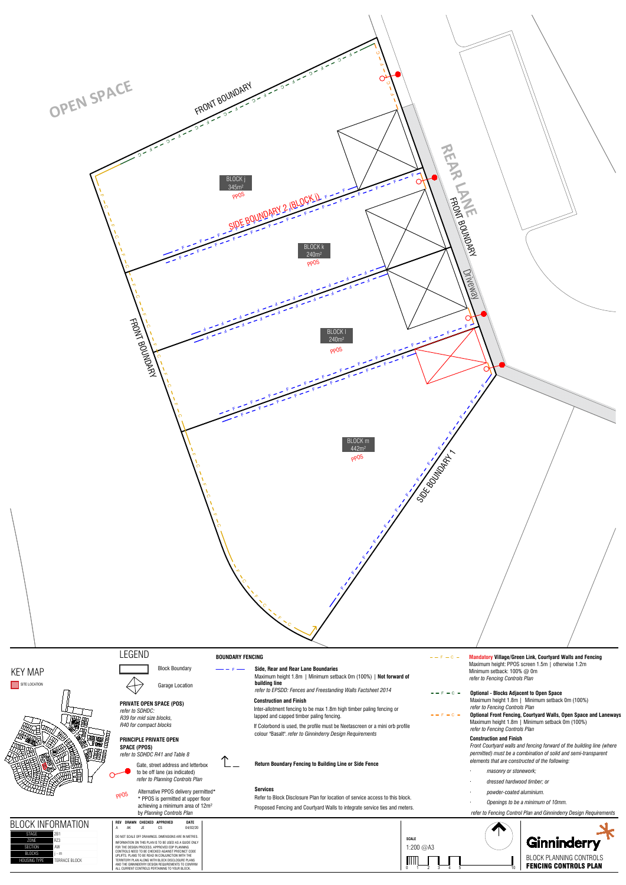OPEN SPACE

FRONT BOUNDARY

BLOCK j
345m²
PPOS

SIDE BOUNDARY 2 (BLOCK j)

REAR LANE

FRONT BOUNDARY

BLOCK k
240m²
PPOS

Driveway

BLOCK l
240m²
PPOS

FRONT BOUNDARY

BLOCK m
442m²
PPOS

SIDE BOUNDARY 1

## KEY MAP

SITE LOCATION

## LEGEND

Block Boundary

Garage Location

**PRIVATE OPEN SPACE (POS)**
*refer to SDHDC:*
*R39 for mid size blocks,*
*R40 for compact blocks*

**PRINCIPLE PRIVATE OPEN SPACE (PPOS)**
*refer to SDHDC R41 and Table 8*

Gate, street address and letterbox to be off lane (as indicated)
*refer to Planning Controls Plan*

PPOS — Alternative PPOS delivery permitted*
* PPOS is permitted at upper floor achieving a minimum area of 12m²
by *Planning Controls Plan*

## BOUNDARY FENCING

**Side, Rear and Rear Lane Boundaries**
Maximum height 1.8m | Minimum setback 0m (100%) | **Not forward of building line**
*refer to EPSDD: Fences and Freestanding Walls Factsheet 2014*

**Construction and Finish**
Inter-allotment fencing to be max 1.8m high timber paling fencing or lapped and capped timber paling fencing.

If Colorbond is used, the profile must be Neetascreen or a mini orb profile colour "Basalt". *refer to Ginninderry Design Requirements*

**Return Boundary Fencing to Building Line or Side Fence**

**Services**
Refer to Block Disclosure Plan for location of service access to this block.

Proposed Fencing and Courtyard Walls to integrate service ties and meters.

**Mandatory Village/Green Link, Courtyard Walls and Fencing**
Maximum height: PPOS screen 1.5m | otherwise 1.2m
Minimum setback: 100% @ 0m
*refer to Fencing Controls Plan*

**Optional - Blocks Adjacent to Open Space**
Maximum height 1.8m | Minimum setback 0m (100%)
*refer to Fencing Controls Plan*

**Optional Front Fencing, Courtyard Walls, Open Space and Laneways**
Maximum height 1.8m | Minimum setback 0m (100%)
*refer to Fencing Controls Plan*

**Construction and Finish**
*Front Courtyard walls and fencing forward of the building line (where permitted) must be a combination of solid and semi-transparent elements that are constructed of the following:*

- *masonry or stonework;*
- *dressed hardwood timber; or*
- *powder-coated aluminium.*
- *Openings to be a minimum of 10mm.*

*refer to Fencing Control Plan and Ginninderry Design Requirements*

## BLOCK INFORMATION

| | |
|---|---|
| STAGE | 2B1 |
| ZONE | RZ3 |
| SECTION | AW |
| BLOCKS | j - m |
| HOUSING TYPE | TERRACE BLOCK |

| REV | DRAWN | CHECKED | APPROVED | DATE |
|---|---|---|---|---|
| A | AK | JE | CS | 04/02/20 |

DO NOT SCALE OFF DRAWINGS. DIMENSIONS ARE IN METRES.
INFORMATION ON THIS PLAN IS TO BE USED AS A GUIDE ONLY FOR THE DESIGN PROCESS. APPROVED EDP PLANNING CONTROLS NEED TO BE CHECKED AGAINST PRECINCT CODE UPLIFTS. PLANS TO BE READ IN CONJUNCTION WITH THE TERRITORY PLAN ALONG WITH BLOCK DISCLOSURE PLANS AND THE GINNINDERRY DESIGN REQUIREMENTS TO CONFIRM ALL CURRENT CONTROLS PERTAINING TO YOUR BLOCK.

SCALE
1:200 @A3
0 1 2 3 4 5 10

Ginninderry

BLOCK PLANNING CONTROLS
**FENCING CONTROLS PLAN**